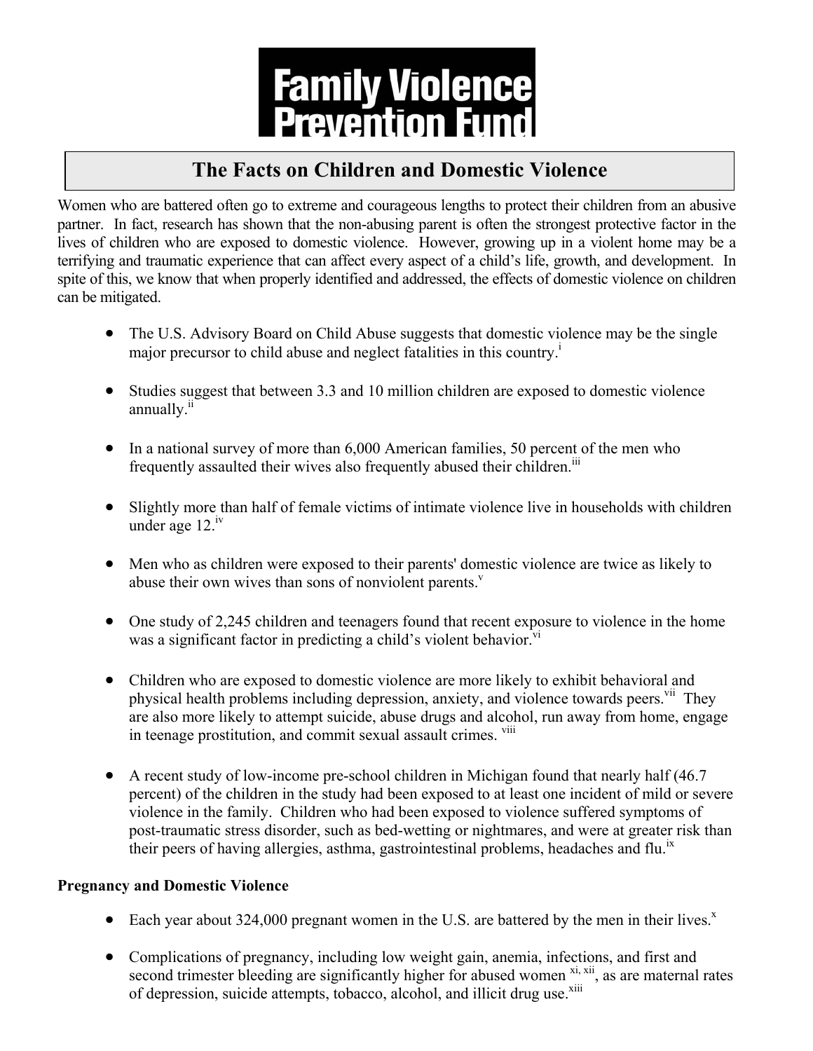# Family Violence Prevention Fund

## The Facts on Children and Domestic Violence

Women who are battered often go to extreme and courageous lengths to protect their children from an abusive partner. In fact, research has shown that the non-abusing parent is often the strongest protective factor in the lives of children who are exposed to domestic violence. However, growing up in a violent home may be a terrifying and traumatic experience that can affect every aspect of a child's life, growth, and development. In spite of this, we know that when properly identified and addressed, the effects of domestic violence on children can be mitigated.

- The U.S. Advisory Board on Child Abuse suggests that domestic violence may be the single major precursor to child abuse and neglect fatalities in this country.[i]

- Studies suggest that between 3.3 and 10 million children are exposed to domestic violence annually.[ii]

- In a national survey of more than 6,000 American families, 50 percent of the men who frequently assaulted their wives also frequently abused their children.[iii]

- Slightly more than half of female victims of intimate violence live in households with children under age 12.[iv]

- Men who as children were exposed to their parents' domestic violence are twice as likely to abuse their own wives than sons of nonviolent parents.[v]

- One study of 2,245 children and teenagers found that recent exposure to violence in the home was a significant factor in predicting a child's violent behavior.[vi]

- Children who are exposed to domestic violence are more likely to exhibit behavioral and physical health problems including depression, anxiety, and violence towards peers.[vii] They are also more likely to attempt suicide, abuse drugs and alcohol, run away from home, engage in teenage prostitution, and commit sexual assault crimes.[viii]

- A recent study of low-income pre-school children in Michigan found that nearly half (46.7 percent) of the children in the study had been exposed to at least one incident of mild or severe violence in the family. Children who had been exposed to violence suffered symptoms of post-traumatic stress disorder, such as bed-wetting or nightmares, and were at greater risk than their peers of having allergies, asthma, gastrointestinal problems, headaches and flu.[ix]

**Pregnancy and Domestic Violence**

- Each year about 324,000 pregnant women in the U.S. are battered by the men in their lives.[x]

- Complications of pregnancy, including low weight gain, anemia, infections, and first and second trimester bleeding are significantly higher for abused women[xi, xii], as are maternal rates of depression, suicide attempts, tobacco, alcohol, and illicit drug use.[xiii]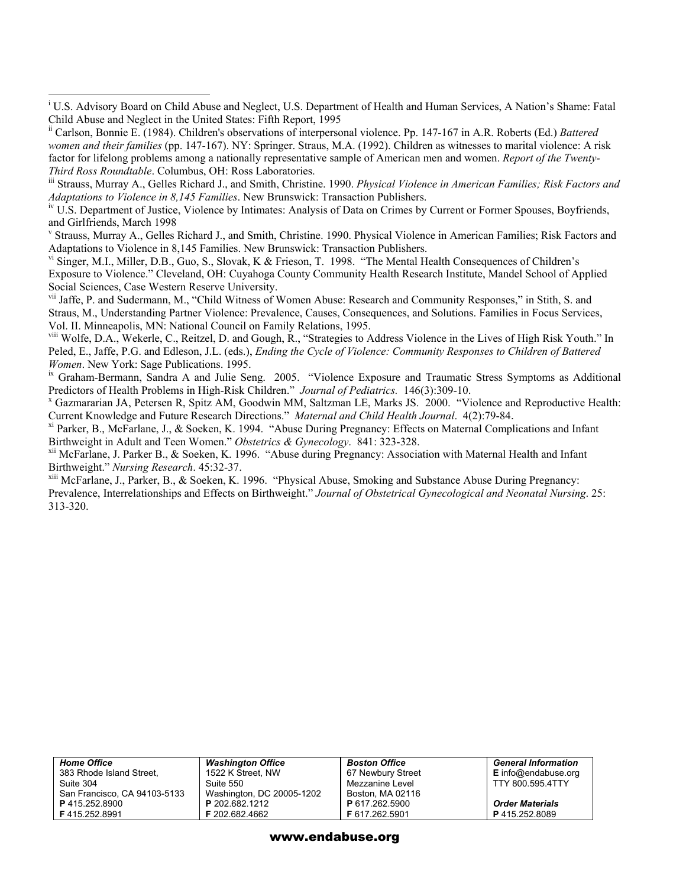[i] U.S. Advisory Board on Child Abuse and Neglect, U.S. Department of Health and Human Services, A Nation's Shame: Fatal Child Abuse and Neglect in the United States: Fifth Report, 1995

[ii] Carlson, Bonnie E. (1984). Children's observations of interpersonal violence. Pp. 147-167 in A.R. Roberts (Ed.) *Battered women and their families* (pp. 147-167). NY: Springer. Straus, M.A. (1992). Children as witnesses to marital violence: A risk factor for lifelong problems among a nationally representative sample of American men and women. *Report of the Twenty-Third Ross Roundtable*. Columbus, OH: Ross Laboratories.

[iii] Strauss, Murray A., Gelles Richard J., and Smith, Christine. 1990. *Physical Violence in American Families; Risk Factors and Adaptations to Violence in 8,145 Families*. New Brunswick: Transaction Publishers.

[iv] U.S. Department of Justice, Violence by Intimates: Analysis of Data on Crimes by Current or Former Spouses, Boyfriends, and Girlfriends, March 1998

[v] Strauss, Murray A., Gelles Richard J., and Smith, Christine. 1990. Physical Violence in American Families; Risk Factors and Adaptations to Violence in 8,145 Families. New Brunswick: Transaction Publishers.

[vi] Singer, M.I., Miller, D.B., Guo, S., Slovak, K & Frieson, T. 1998. "The Mental Health Consequences of Children's Exposure to Violence." Cleveland, OH: Cuyahoga County Community Health Research Institute, Mandel School of Applied Social Sciences, Case Western Reserve University.

[vii] Jaffe, P. and Sudermann, M., "Child Witness of Women Abuse: Research and Community Responses," in Stith, S. and Straus, M., Understanding Partner Violence: Prevalence, Causes, Consequences, and Solutions. Families in Focus Services, Vol. II. Minneapolis, MN: National Council on Family Relations, 1995.

[viii] Wolfe, D.A., Wekerle, C., Reitzel, D. and Gough, R., "Strategies to Address Violence in the Lives of High Risk Youth." In Peled, E., Jaffe, P.G. and Edleson, J.L. (eds.), *Ending the Cycle of Violence: Community Responses to Children of Battered Women*. New York: Sage Publications. 1995.

[ix] Graham-Bermann, Sandra A and Julie Seng. 2005. "Violence Exposure and Traumatic Stress Symptoms as Additional Predictors of Health Problems in High-Risk Children." *Journal of Pediatrics.* 146(3):309-10.

[x] Gazmararian JA, Petersen R, Spitz AM, Goodwin MM, Saltzman LE, Marks JS. 2000. "Violence and Reproductive Health: Current Knowledge and Future Research Directions." *Maternal and Child Health Journal*. 4(2):79-84.

[xi] Parker, B., McFarlane, J., & Soeken, K. 1994. "Abuse During Pregnancy: Effects on Maternal Complications and Infant Birthweight in Adult and Teen Women." *Obstetrics & Gynecology*. 841: 323-328.

[xii] McFarlane, J. Parker B., & Soeken, K. 1996. "Abuse during Pregnancy: Association with Maternal Health and Infant Birthweight." *Nursing Research*. 45:32-37.

[xiii] McFarlane, J., Parker, B., & Soeken, K. 1996. "Physical Abuse, Smoking and Substance Abuse During Pregnancy: Prevalence, Interrelationships and Effects on Birthweight." *Journal of Obstetrical Gynecological and Neonatal Nursing*. 25: 313-320.

| ***Home Office*** | ***Washington Office*** | ***Boston Office*** | ***General Information*** |
|---|---|---|---|
| 383 Rhode Island Street, | 1522 K Street, NW | 67 Newbury Street | **E** info@endabuse.org |
| Suite 304 | Suite 550 | Mezzanine Level | TTY 800.595.4TTY |
| San Francisco, CA 94103-5133 | Washington, DC 20005-1202 | Boston, MA 02116 | |
| **P** 415.252.8900 | **P** 202.682.1212 | **P** 617.262.5900 | ***Order Materials*** |
| **F** 415.252.8991 | **F** 202.682.4662 | **F** 617.262.5901 | **P** 415.252.8089 |

**www.endabuse.org**